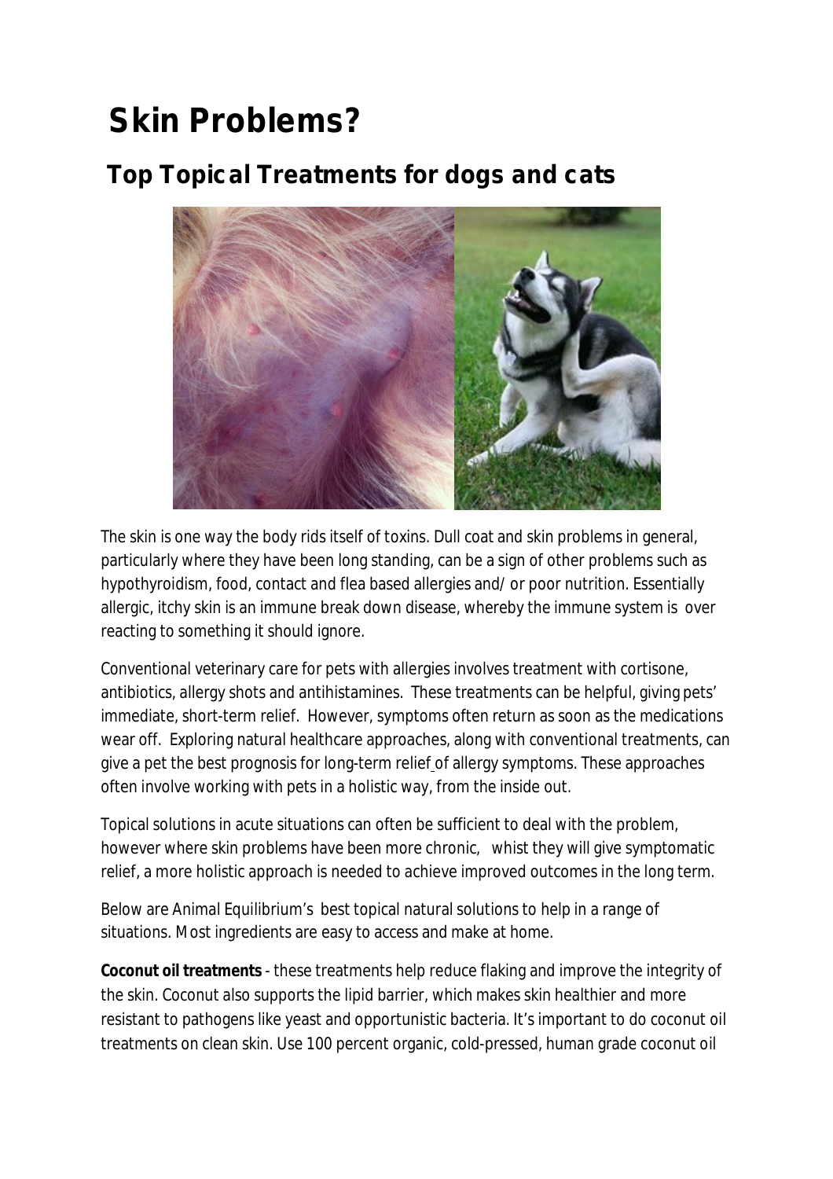# Skin Problems?

## Top Topical Treatments for dogs and cats

The skin is one way the body rids itself of toxins. Dull coat and skin problems in general, particularly where they have been long standing, can be a sign of other problems such as hypothyroidism, food, contact and flea based allergies and/ or poor nutrition. Essentially allergic, itchy skin is an immune break down disease, whereby the immune system is over reacting to something it should ignore.

Conventional veterinary care for pets with allergies involves treatment with cortisone, antibiotics, allergy shots and antihistamines. These treatments can be helpful, giving pets' immediate, short-term relief. However, symptoms often return as soon as the medications wear off. Exploring natural healthcare approaches, along with conventional treatments, can give a pet the best prognosis for long-term relief of allergy symptoms. These approaches often involve working with pets in a holistic way, from the inside out.

Topical solutions in acute situations can often be sufficient to deal with the problem, however where skin problems have been more chronic, whist they will give symptomatic relief, a more holistic approach is needed to achieve improved outcomes in the long term.

Below are Animal Equilibrium's best topical natural solutions to help in a range of situations. Most ingredients are easy to access and make at home.

**Coconut oil treatments** - these treatments help reduce flaking and improve the integrity of the skin. Coconut also supports the lipid barrier, which makes skin healthier and more resistant to pathogens like yeast and opportunistic bacteria. It's important to do coconut oil treatments on clean skin. Use 100 percent organic, cold-pressed, human grade coconut oil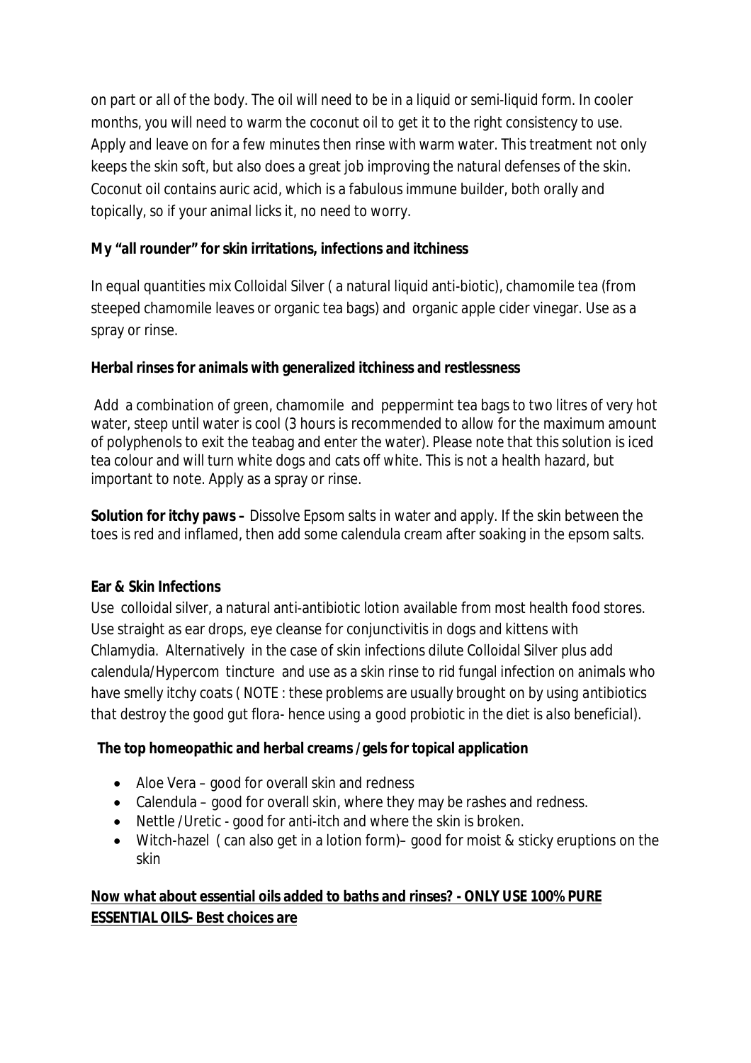on part or all of the body. The oil will need to be in a liquid or semi-liquid form. In cooler months, you will need to warm the coconut oil to get it to the right consistency to use. Apply and leave on for a few minutes then rinse with warm water. This treatment not only keeps the skin soft, but also does a great job improving the natural defenses of the skin. Coconut oil contains auric acid, which is a fabulous immune builder, both orally and topically, so if your animal licks it, no need to worry.

**My "all rounder" for skin irritations, infections and itchiness**

In equal quantities mix Colloidal Silver ( a natural liquid anti-biotic), chamomile tea (from steeped chamomile leaves or organic tea bags) and organic apple cider vinegar. Use as a spray or rinse.

**Herbal rinses for animals with generalized itchiness and restlessness**

Add a combination of green, chamomile and peppermint tea bags to two litres of very hot water, steep until water is cool (3 hours is recommended to allow for the maximum amount of polyphenols to exit the teabag and enter the water). Please note that this solution is iced tea colour and will turn white dogs and cats off white. This is not a health hazard, but important to note. Apply as a spray or rinse.

**Solution for itchy paws –** Dissolve Epsom salts in water and apply. If the skin between the toes is red and inflamed, then add some calendula cream after soaking in the epsom salts.

**Ear & Skin Infections**

Use colloidal silver, a natural anti-antibiotic lotion available from most health food stores. Use straight as ear drops, eye cleanse for conjunctivitis in dogs and kittens with Chlamydia. Alternatively in the case of skin infections dilute Colloidal Silver plus add calendula/Hypercom tincture and use as a skin rinse to rid fungal infection on animals who have smelly itchy coats ( *NOTE : these problems are usually brought on by using antibiotics that destroy the good gut flora- hence using a good probiotic in the diet is also beneficial*).

**The top homeopathic and herbal creams /gels for topical application**

- Aloe Vera – good for overall skin and redness
- Calendula – good for overall skin, where they may be rashes and redness.
- Nettle /Uretic - good for anti-itch and where the skin is broken.
- Witch-hazel ( can also get in a lotion form)– good for moist & sticky eruptions on the skin

**<u>Now what about essential oils added to baths and rinses? - ONLY USE 100% PURE ESSENTIAL OILS- Best choices are</u>**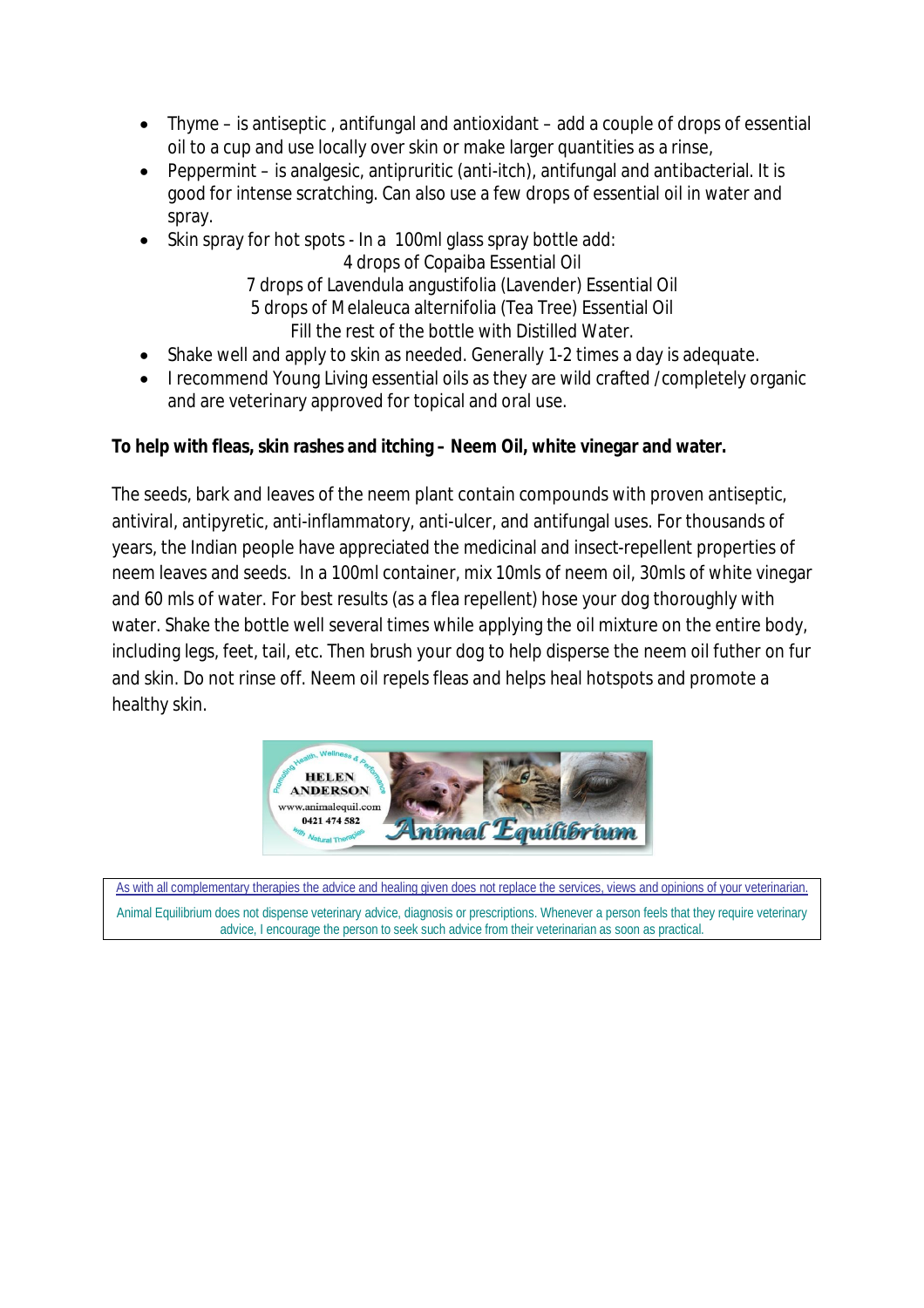- Thyme – is antiseptic , antifungal and antioxidant – add a couple of drops of essential oil to a cup and use locally over skin or make larger quantities as a rinse,
- Peppermint – is analgesic, antipruritic (anti-itch), antifungal and antibacterial. It is good for intense scratching. Can also use a few drops of essential oil in water and spray.
- Skin spray for hot spots - In a 100ml glass spray bottle add:

  4 drops of Copaiba Essential Oil
  7 drops of Lavendula angustifolia (Lavender) Essential Oil
  5 drops of Melaleuca alternifolia (Tea Tree) Essential Oil
  Fill the rest of the bottle with Distilled Water.
- Shake well and apply to skin as needed. Generally 1-2 times a day is adequate.
- I recommend Young Living essential oils as they are wild crafted /completely organic and are veterinary approved for topical and oral use.

**To help with fleas, skin rashes and itching – Neem Oil, white vinegar and water.**

The seeds, bark and leaves of the neem plant contain compounds with proven antiseptic, antiviral, antipyretic, anti-inflammatory, anti-ulcer, and antifungal uses. For thousands of years, the Indian people have appreciated the medicinal and insect-repellent properties of neem leaves and seeds. In a 100ml container, mix 10mls of neem oil, 30mls of white vinegar and 60 mls of water. For best results (as a flea repellent) hose your dog thoroughly with water. Shake the bottle well several times while applying the oil mixture on the entire body, including legs, feet, tail, etc. Then brush your dog to help disperse the neem oil futher on fur and skin. Do not rinse off. Neem oil repels fleas and helps heal hotspots and promote a healthy skin.

Promoting Health, Wellness & Performance with Natural Therapies
HELEN ANDERSON
www.animalequil.com
0421 474 582
Animal Equilibrium

As with all complementary therapies the advice and healing given does not replace the services, views and opinions of your veterinarian.

Animal Equilibrium does not dispense veterinary advice, diagnosis or prescriptions. Whenever a person feels that they require veterinary advice, I encourage the person to seek such advice from their veterinarian as soon as practical.